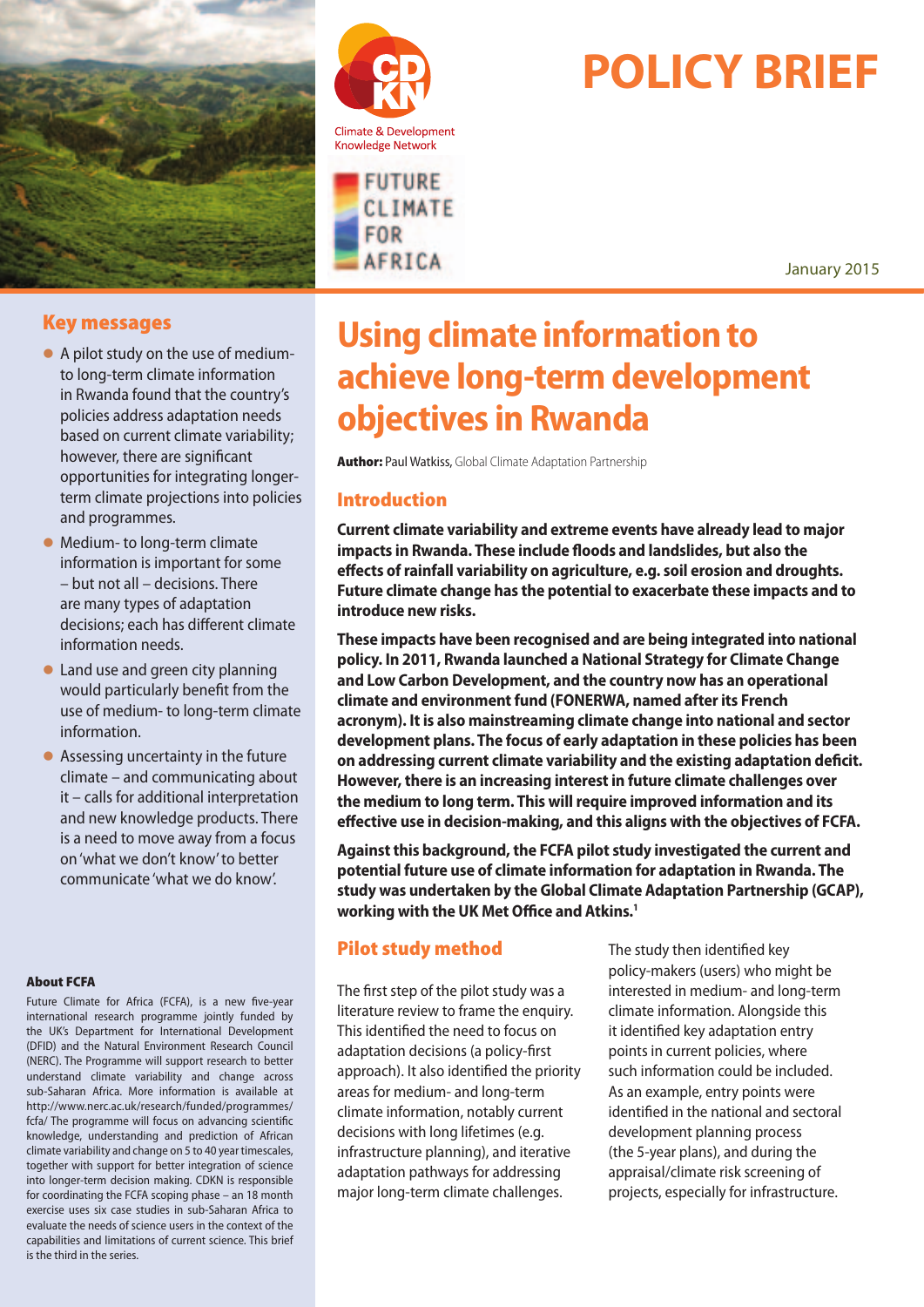# POLICY BRIEF

Climate & Development Knowledge Network

FUTURE CLIMATE FOR AFRICA

January 2015

## Key messages

- A pilot study on the use of medium- to long-term climate information in Rwanda found that the country's policies address adaptation needs based on current climate variability; however, there are significant opportunities for integrating longer-term climate projections into policies and programmes.
- Medium- to long-term climate information is important for some – but not all – decisions. There are many types of adaptation decisions; each has different climate information needs.
- Land use and green city planning would particularly benefit from the use of medium- to long-term climate information.
- Assessing uncertainty in the future climate – and communicating about it – calls for additional interpretation and new knowledge products. There is a need to move away from a focus on 'what we don't know' to better communicate 'what we do know'.

### About FCFA

Future Climate for Africa (FCFA), is a new five-year international research programme jointly funded by the UK's Department for International Development (DFID) and the Natural Environment Research Council (NERC). The Programme will support research to better understand climate variability and change across sub-Saharan Africa. More information is available at http://www.nerc.ac.uk/research/funded/programmes/fcfa/ The programme will focus on advancing scientific knowledge, understanding and prediction of African climate variability and change on 5 to 40 year timescales, together with support for better integration of science into longer-term decision making. CDKN is responsible for coordinating the FCFA scoping phase – an 18 month exercise uses six case studies in sub-Saharan Africa to evaluate the needs of science users in the context of the capabilities and limitations of current science. This brief is the third in the series.

# Using climate information to achieve long-term development objectives in Rwanda

**Author:** Paul Watkiss, Global Climate Adaptation Partnership

## Introduction

**Current climate variability and extreme events have already lead to major impacts in Rwanda. These include floods and landslides, but also the effects of rainfall variability on agriculture, e.g. soil erosion and droughts. Future climate change has the potential to exacerbate these impacts and to introduce new risks.**

**These impacts have been recognised and are being integrated into national policy. In 2011, Rwanda launched a National Strategy for Climate Change and Low Carbon Development, and the country now has an operational climate and environment fund (FONERWA, named after its French acronym). It is also mainstreaming climate change into national and sector development plans. The focus of early adaptation in these policies has been on addressing current climate variability and the existing adaptation deficit. However, there is an increasing interest in future climate challenges over the medium to long term. This will require improved information and its effective use in decision-making, and this aligns with the objectives of FCFA.**

**Against this background, the FCFA pilot study investigated the current and potential future use of climate information for adaptation in Rwanda. The study was undertaken by the Global Climate Adaptation Partnership (GCAP), working with the UK Met Office and Atkins.[1]**

## Pilot study method

The first step of the pilot study was a literature review to frame the enquiry. This identified the need to focus on adaptation decisions (a policy-first approach). It also identified the priority areas for medium- and long-term climate information, notably current decisions with long lifetimes (e.g. infrastructure planning), and iterative adaptation pathways for addressing major long-term climate challenges.

The study then identified key policy-makers (users) who might be interested in medium- and long-term climate information. Alongside this it identified key adaptation entry points in current policies, where such information could be included. As an example, entry points were identified in the national and sectoral development planning process (the 5-year plans), and during the appraisal/climate risk screening of projects, especially for infrastructure.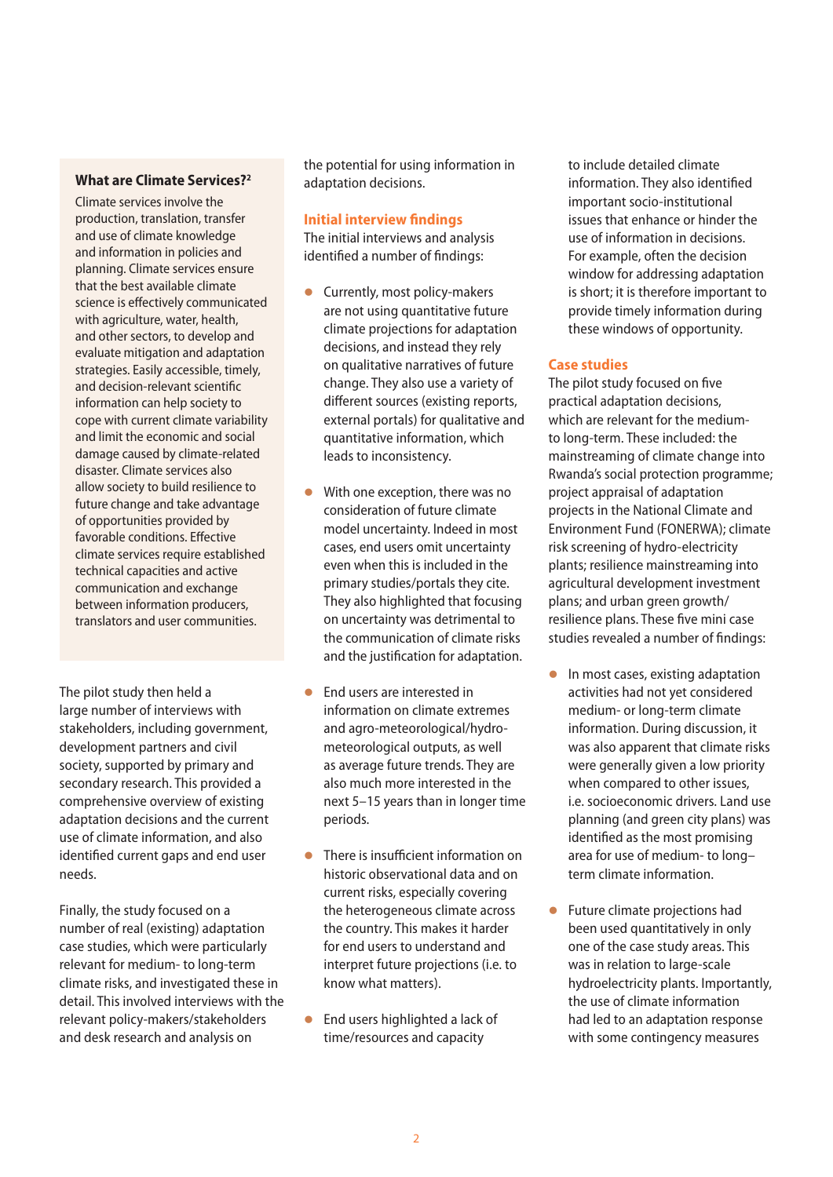### What are Climate Services?[2]

Climate services involve the production, translation, transfer and use of climate knowledge and information in policies and planning. Climate services ensure that the best available climate science is effectively communicated with agriculture, water, health, and other sectors, to develop and evaluate mitigation and adaptation strategies. Easily accessible, timely, and decision-relevant scientific information can help society to cope with current climate variability and limit the economic and social damage caused by climate-related disaster. Climate services also allow society to build resilience to future change and take advantage of opportunities provided by favorable conditions. Effective climate services require established technical capacities and active communication and exchange between information producers, translators and user communities.

The pilot study then held a large number of interviews with stakeholders, including government, development partners and civil society, supported by primary and secondary research. This provided a comprehensive overview of existing adaptation decisions and the current use of climate information, and also identified current gaps and end user needs.

Finally, the study focused on a number of real (existing) adaptation case studies, which were particularly relevant for medium- to long-term climate risks, and investigated these in detail. This involved interviews with the relevant policy-makers/stakeholders and desk research and analysis on the potential for using information in adaptation decisions.

## Initial interview findings

The initial interviews and analysis identified a number of findings:

- Currently, most policy-makers are not using quantitative future climate projections for adaptation decisions, and instead they rely on qualitative narratives of future change. They also use a variety of different sources (existing reports, external portals) for qualitative and quantitative information, which leads to inconsistency.
- With one exception, there was no consideration of future climate model uncertainty. Indeed in most cases, end users omit uncertainty even when this is included in the primary studies/portals they cite. They also highlighted that focusing on uncertainty was detrimental to the communication of climate risks and the justification for adaptation.
- End users are interested in information on climate extremes and agro-meteorological/hydro-meteorological outputs, as well as average future trends. They are also much more interested in the next 5–15 years than in longer time periods.
- There is insufficient information on historic observational data and on current risks, especially covering the heterogeneous climate across the country. This makes it harder for end users to understand and interpret future projections (i.e. to know what matters).
- End users highlighted a lack of time/resources and capacity to include detailed climate information. They also identified important socio-institutional issues that enhance or hinder the use of information in decisions. For example, often the decision window for addressing adaptation is short; it is therefore important to provide timely information during these windows of opportunity.

## Case studies

The pilot study focused on five practical adaptation decisions, which are relevant for the medium- to long-term. These included: the mainstreaming of climate change into Rwanda's social protection programme; project appraisal of adaptation projects in the National Climate and Environment Fund (FONERWA); climate risk screening of hydro-electricity plants; resilience mainstreaming into agricultural development investment plans; and urban green growth/resilience plans. These five mini case studies revealed a number of findings:

- In most cases, existing adaptation activities had not yet considered medium- or long-term climate information. During discussion, it was also apparent that climate risks were generally given a low priority when compared to other issues, i.e. socioeconomic drivers. Land use planning (and green city plans) was identified as the most promising area for use of medium- to long–term climate information.
- Future climate projections had been used quantitatively in only one of the case study areas. This was in relation to large-scale hydroelectricity plants. Importantly, the use of climate information had led to an adaptation response with some contingency measures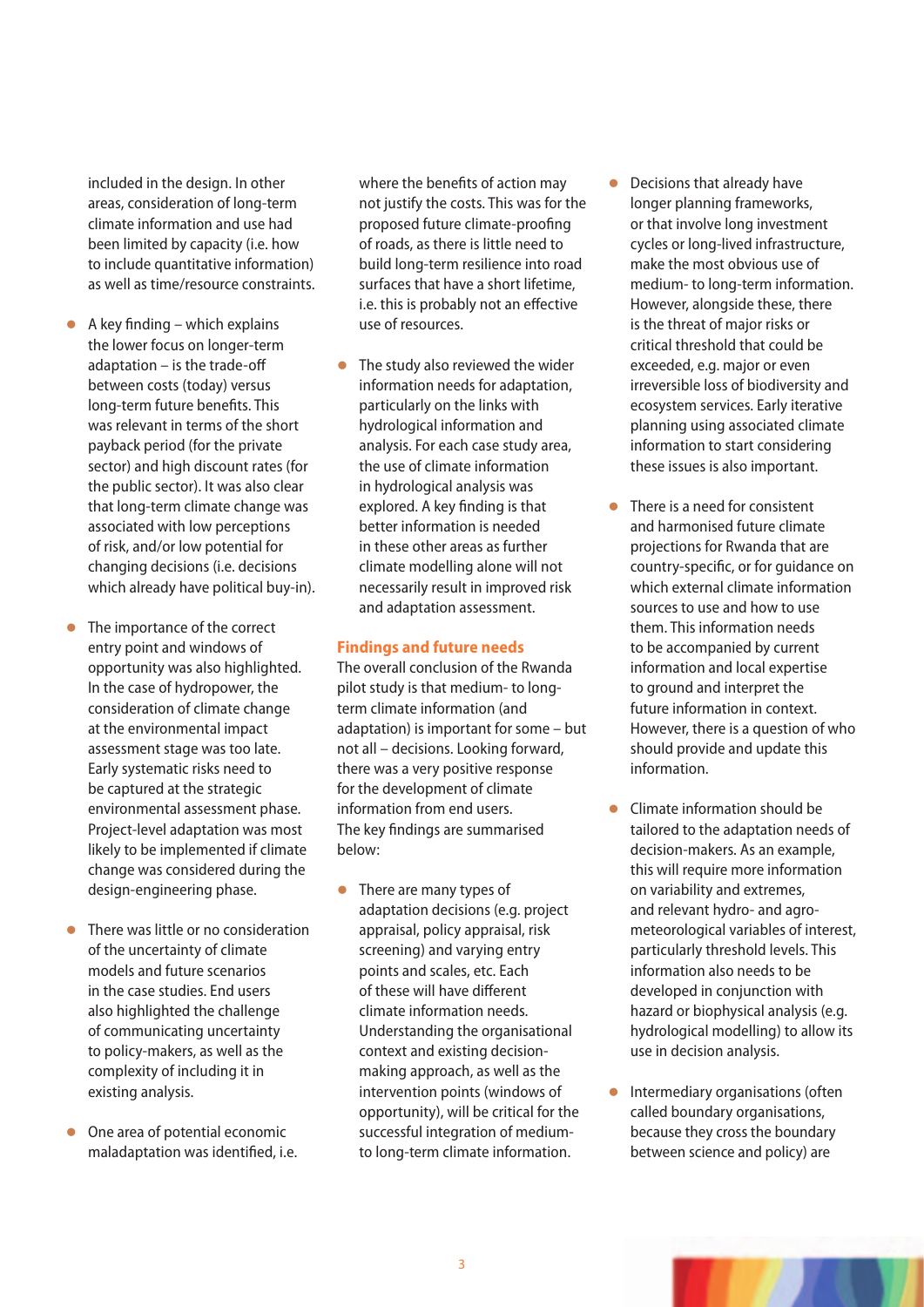included in the design. In other areas, consideration of long-term climate information and use had been limited by capacity (i.e. how to include quantitative information) as well as time/resource constraints.

- A key finding – which explains the lower focus on longer-term adaptation – is the trade-off between costs (today) versus long-term future benefits. This was relevant in terms of the short payback period (for the private sector) and high discount rates (for the public sector). It was also clear that long-term climate change was associated with low perceptions of risk, and/or low potential for changing decisions (i.e. decisions which already have political buy-in).
- The importance of the correct entry point and windows of opportunity was also highlighted. In the case of hydropower, the consideration of climate change at the environmental impact assessment stage was too late. Early systematic risks need to be captured at the strategic environmental assessment phase. Project-level adaptation was most likely to be implemented if climate change was considered during the design-engineering phase.
- There was little or no consideration of the uncertainty of climate models and future scenarios in the case studies. End users also highlighted the challenge of communicating uncertainty to policy-makers, as well as the complexity of including it in existing analysis.
- One area of potential economic maladaptation was identified, i.e. where the benefits of action may not justify the costs. This was for the proposed future climate-proofing of roads, as there is little need to build long-term resilience into road surfaces that have a short lifetime, i.e. this is probably not an effective use of resources.
- The study also reviewed the wider information needs for adaptation, particularly on the links with hydrological information and analysis. For each case study area, the use of climate information in hydrological analysis was explored. A key finding is that better information is needed in these other areas as further climate modelling alone will not necessarily result in improved risk and adaptation assessment.

## Findings and future needs

The overall conclusion of the Rwanda pilot study is that medium- to long-term climate information (and adaptation) is important for some – but not all – decisions. Looking forward, there was a very positive response for the development of climate information from end users. The key findings are summarised below:

- There are many types of adaptation decisions (e.g. project appraisal, policy appraisal, risk screening) and varying entry points and scales, etc. Each of these will have different climate information needs. Understanding the organisational context and existing decision-making approach, as well as the intervention points (windows of opportunity), will be critical for the successful integration of medium- to long-term climate information.
- Decisions that already have longer planning frameworks, or that involve long investment cycles or long-lived infrastructure, make the most obvious use of medium- to long-term information. However, alongside these, there is the threat of major risks or critical threshold that could be exceeded, e.g. major or even irreversible loss of biodiversity and ecosystem services. Early iterative planning using associated climate information to start considering these issues is also important.
- There is a need for consistent and harmonised future climate projections for Rwanda that are country-specific, or for guidance on which external climate information sources to use and how to use them. This information needs to be accompanied by current information and local expertise to ground and interpret the future information in context. However, there is a question of who should provide and update this information.
- Climate information should be tailored to the adaptation needs of decision-makers. As an example, this will require more information on variability and extremes, and relevant hydro- and agro-meteorological variables of interest, particularly threshold levels. This information also needs to be developed in conjunction with hazard or biophysical analysis (e.g. hydrological modelling) to allow its use in decision analysis.
- Intermediary organisations (often called boundary organisations, because they cross the boundary between science and policy) are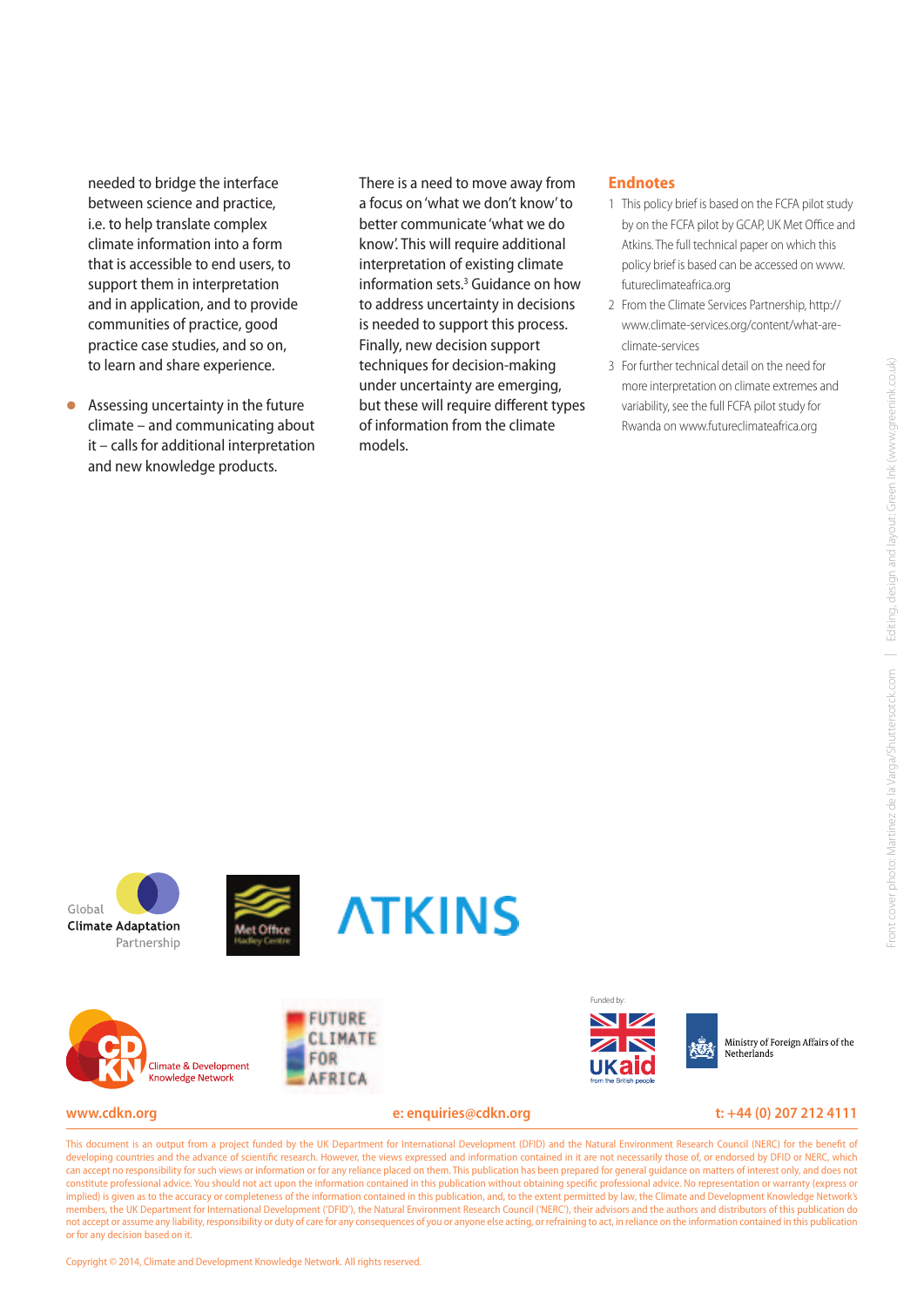needed to bridge the interface between science and practice, i.e. to help translate complex climate information into a form that is accessible to end users, to support them in interpretation and in application, and to provide communities of practice, good practice case studies, and so on, to learn and share experience.

- Assessing uncertainty in the future climate – and communicating about it – calls for additional interpretation and new knowledge products.

There is a need to move away from a focus on 'what we don't know' to better communicate 'what we do know'. This will require additional interpretation of existing climate information sets.[3] Guidance on how to address uncertainty in decisions is needed to support this process. Finally, new decision support techniques for decision-making under uncertainty are emerging, but these will require different types of information from the climate models.

## Endnotes

1. This policy brief is based on the FCFA pilot study by on the FCFA pilot by GCAP, UK Met Office and Atkins. The full technical paper on which this policy brief is based can be accessed on www.futureclimateafrica.org
2. From the Climate Services Partnership, http://www.climate-services.org/content/what-are-climate-services
3. For further technical detail on the need for more interpretation on climate extremes and variability, see the full FCFA pilot study for Rwanda on www.futureclimateafrica.org

Global Climate Adaptation Partnership

Met Office Hadley Centre

ATKINS

Climate & Development Knowledge Network

FUTURE CLIMATE FOR AFRICA

Funded by:

UKaid from the British people

Ministry of Foreign Affairs of the Netherlands

www.cdkn.org

e: enquiries@cdkn.org

t: +44 (0) 207 212 4111

This document is an output from a project funded by the UK Department for International Development (DFID) and the Natural Environment Research Council (NERC) for the benefit of developing countries and the advance of scientific research. However, the views expressed and information contained in it are not necessarily those of, or endorsed by DFID or NERC, which can accept no responsibility for such views or information or for any reliance placed on them. This publication has been prepared for general guidance on matters of interest only, and does not constitute professional advice. You should not act upon the information contained in this publication without obtaining specific professional advice. No representation or warranty (express or implied) is given as to the accuracy or completeness of the information contained in this publication, and, to the extent permitted by law, the Climate and Development Knowledge Network's members, the UK Department for International Development ('DFID'), the Natural Environment Research Council ('NERC'), their advisors and the authors and distributors of this publication do not accept or assume any liability, responsibility or duty of care for any consequences of you or anyone else acting, or refraining to act, in reliance on the information contained in this publication or for any decision based on it.

Copyright © 2014, Climate and Development Knowledge Network. All rights reserved.

Front cover photo: Martinez de la Varga/Shutterstock.com | Editing, design and layout: Green Ink (www.greenink.co.uk)